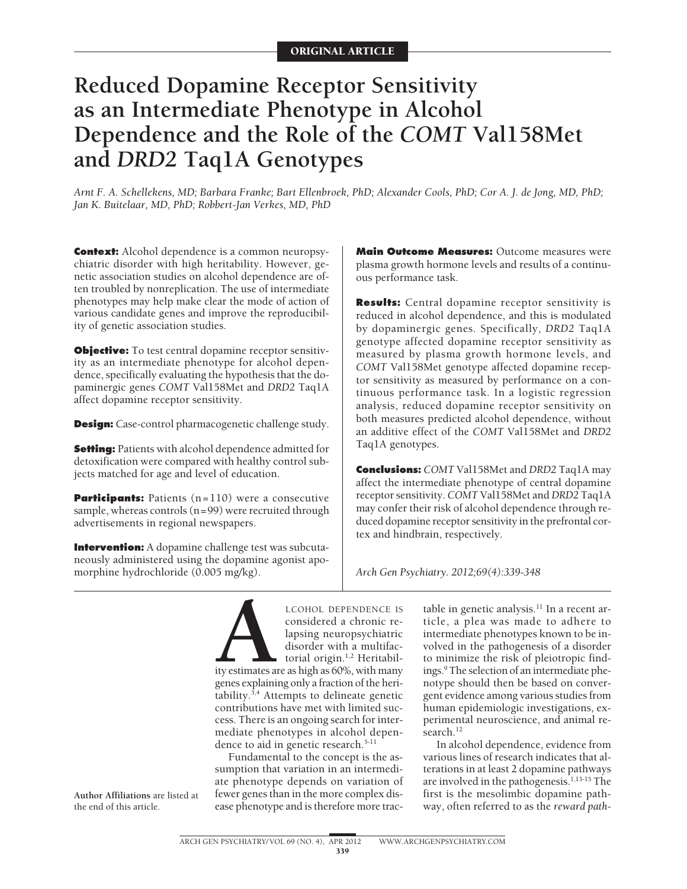ORIGINAL ARTICLE

# Reduced Dopamine Receptor Sensitivity as an Intermediate Phenotype in Alcohol Dependence and the Role of the *COMT* Val158Met and *DRD2* Taq1A Genotypes

*Arnt F. A. Schellekens, MD; Barbara Franke; Bart Ellenbroek, PhD; Alexander Cools, PhD; Cor A. J. de Jong, MD, PhD; Jan K. Buitelaar, MD, PhD; Robbert-Jan Verkes, MD, PhD*

**Context:** Alcohol dependence is a common neuropsychiatric disorder with high heritability. However, genetic association studies on alcohol dependence are often troubled by nonreplication. The use of intermediate phenotypes may help make clear the mode of action of various candidate genes and improve the reproducibility of genetic association studies.

**Objective:** To test central dopamine receptor sensitivity as an intermediate phenotype for alcohol dependence, specifically evaluating the hypothesis that the dopaminergic genes *COMT* Val158Met and *DRD2* Taq1A affect dopamine receptor sensitivity.

**Design:** Case-control pharmacogenetic challenge study.

**Setting:** Patients with alcohol dependence admitted for detoxification were compared with healthy control subjects matched for age and level of education.

**Participants:** Patients (n=110) were a consecutive sample, whereas controls (n=99) were recruited through advertisements in regional newspapers.

**Intervention:** A dopamine challenge test was subcutaneously administered using the dopamine agonist apomorphine hydrochloride (0.005 mg/kg).

**Main Outcome Measures:** Outcome measures were plasma growth hormone levels and results of a continuous performance task.

**Results:** Central dopamine receptor sensitivity is reduced in alcohol dependence, and this is modulated by dopaminergic genes. Specifically, *DRD2* Taq1A genotype affected dopamine receptor sensitivity as measured by plasma growth hormone levels, and *COMT* Val158Met genotype affected dopamine receptor sensitivity as measured by performance on a continuous performance task. In a logistic regression analysis, reduced dopamine receptor sensitivity on both measures predicted alcohol dependence, without an additive effect of the *COMT* Val158Met and *DRD2* Taq1A genotypes.

**Conclusions:** *COMT* Val158Met and *DRD2* Taq1A may affect the intermediate phenotype of central dopamine receptor sensitivity. *COMT* Val158Met and *DRD2* Taq1A may confer their risk of alcohol dependence through reduced dopamine receptor sensitivity in the prefrontal cortex and hindbrain, respectively.

*Arch Gen Psychiatry. 2012;69(4):339-348*

ALCOHOL DEPENDENCE IS considered a chronic relapsing neuropsychiatric disorder with a multifactorial origin.[1,2] Heritability estimates are as high as 60%, with many genes explaining only a fraction of the heritability.[3,4] Attempts to delineate genetic contributions have met with limited success. There is an ongoing search for intermediate phenotypes in alcohol dependence to aid in genetic research.[5-11]

Fundamental to the concept is the assumption that variation in an intermediate phenotype depends on variation of fewer genes than in the more complex disease phenotype and is therefore more tractable in genetic analysis.[11] In a recent article, a plea was made to adhere to intermediate phenotypes known to be involved in the pathogenesis of a disorder to minimize the risk of pleiotropic findings.[9] The selection of an intermediate phenotype should then be based on convergent evidence among various studies from human epidemiologic investigations, experimental neuroscience, and animal research.[12]

In alcohol dependence, evidence from various lines of research indicates that alterations in at least 2 dopamine pathways are involved in the pathogenesis.[1,13-15] The first is the mesolimbic dopamine pathway, often referred to as the *reward path-*

**Author Affiliations** are listed at the end of this article.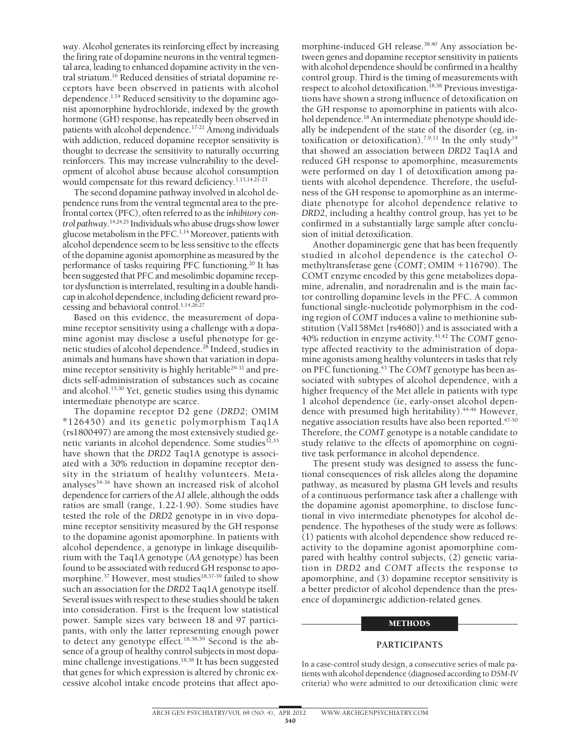*way*. Alcohol generates its reinforcing effect by increasing the firing rate of dopamine neurons in the ventral tegmental area, leading to enhanced dopamine activity in the ventral striatum.[16] Reduced densities of striatal dopamine receptors have been observed in patients with alcohol dependence.[1,14] Reduced sensitivity to the dopamine agonist apomorphine hydrochloride, indexed by the growth hormone (GH) response, has repeatedly been observed in patients with alcohol dependence.[17-21] Among individuals with addiction, reduced dopamine receptor sensitivity is thought to decrease the sensitivity to naturally occurring reinforcers. This may increase vulnerability to the development of alcohol abuse because alcohol consumption would compensate for this reward deficiency.[1,13,14,21-23]

The second dopamine pathway involved in alcohol dependence runs from the ventral tegmental area to the prefrontal cortex (PFC), often referred to as the *inhibitory control pathway*.[14,24,25] Individuals who abuse drugs show lower glucose metabolism in the PFC.[1,14] Moreover, patients with alcohol dependence seem to be less sensitive to the effects of the dopamine agonist apomorphine as measured by the performance of tasks requiring PFC functioning.[20] It has been suggested that PFC and mesolimbic dopamine receptor dysfunction is interrelated, resulting in a double handicap in alcohol dependence, including deficient reward processing and behavioral control.[1,14,26,27]

Based on this evidence, the measurement of dopamine receptor sensitivity using a challenge with a dopamine agonist may disclose a useful phenotype for genetic studies of alcohol dependence.[28] Indeed, studies in animals and humans have shown that variation in dopamine receptor sensitivity is highly heritable[29-31] and predicts self-administration of substances such as cocaine and alcohol.[15,30] Yet, genetic studies using this dynamic intermediate phenotype are scarce.

The dopamine receptor D2 gene (*DRD2*; OMIM *126450) and its genetic polymorphism Taq1A (rs1800497) are among the most extensively studied genetic variants in alcohol dependence. Some studies[32,33] have shown that the *DRD2* Taq1A genotype is associated with a 30% reduction in dopamine receptor density in the striatum of healthy volunteers. Meta-analyses[34-36] have shown an increased risk of alcohol dependence for carriers of the *A1* allele, although the odds ratios are small (range, 1.22-1.90). Some studies have tested the role of the *DRD2* genotype in in vivo dopamine receptor sensitivity measured by the GH response to the dopamine agonist apomorphine. In patients with alcohol dependence, a genotype in linkage disequilibrium with the Taq1A genotype (*AA* genotype) has been found to be associated with reduced GH response to apomorphine.[37] However, most studies[18,37-39] failed to show such an association for the *DRD2* Taq1A genotype itself. Several issues with respect to these studies should be taken into consideration. First is the frequent low statistical power. Sample sizes vary between 18 and 97 participants, with only the latter representing enough power to detect any genotype effect.[18,38,39] Second is the absence of a group of healthy control subjects in most dopamine challenge investigations.[18,38] It has been suggested that genes for which expression is altered by chronic excessive alcohol intake encode proteins that affect apomorphine-induced GH release.[38,40] Any association between genes and dopamine receptor sensitivity in patients with alcohol dependence should be confirmed in a healthy control group. Third is the timing of measurements with respect to alcohol detoxification.[18,38] Previous investigations have shown a strong influence of detoxification on the GH response to apomorphine in patients with alcohol dependence.[18] An intermediate phenotype should ideally be independent of the state of the disorder (eg, intoxification or detoxification).[7,9,11] In the only study[19] that showed an association between *DRD2* Taq1A and reduced GH response to apomorphine, measurements were performed on day 1 of detoxification among patients with alcohol dependence. Therefore, the usefulness of the GH response to apomorphine as an intermediate phenotype for alcohol dependence relative to *DRD2*, including a healthy control group, has yet to be confirmed in a substantially large sample after conclusion of initial detoxification.

Another dopaminergic gene that has been frequently studied in alcohol dependence is the catechol *O*-methyltransferase gene (*COMT*; OMIM +116790). The COMT enzyme encoded by this gene metabolizes dopamine, adrenalin, and noradrenalin and is the main factor controlling dopamine levels in the PFC. A common functional single-nucleotide polymorphism in the coding region of *COMT* induces a valine to methionine substitution (Val158Met [rs4680]) and is associated with a 40% reduction in enzyme activity.[41,42] The *COMT* genotype affected reactivity to the administration of dopamine agonists among healthy volunteers in tasks that rely on PFC functioning.[43] The *COMT* genotype has been associated with subtypes of alcohol dependence, with a higher frequency of the Met allele in patients with type 1 alcohol dependence (ie, early-onset alcohol dependence with presumed high heritability).[44-46] However, negative association results have also been reported.[47-50] Therefore, the *COMT* genotype is a notable candidate to study relative to the effects of apomorphine on cognitive task performance in alcohol dependence.

The present study was designed to assess the functional consequences of risk alleles along the dopamine pathway, as measured by plasma GH levels and results of a continuous performance task after a challenge with the dopamine agonist apomorphine, to disclose functional in vivo intermediate phenotypes for alcohol dependence. The hypotheses of the study were as follows: (1) patients with alcohol dependence show reduced reactivity to the dopamine agonist apomorphine compared with healthy control subjects, (2) genetic variation in *DRD2* and *COMT* affects the response to apomorphine, and (3) dopamine receptor sensitivity is a better predictor of alcohol dependence than the presence of dopaminergic addiction-related genes.

## METHODS

### PARTICIPANTS

In a case-control study design, a consecutive series of male patients with alcohol dependence (diagnosed according to *DSM-IV* criteria) who were admitted to our detoxification clinic were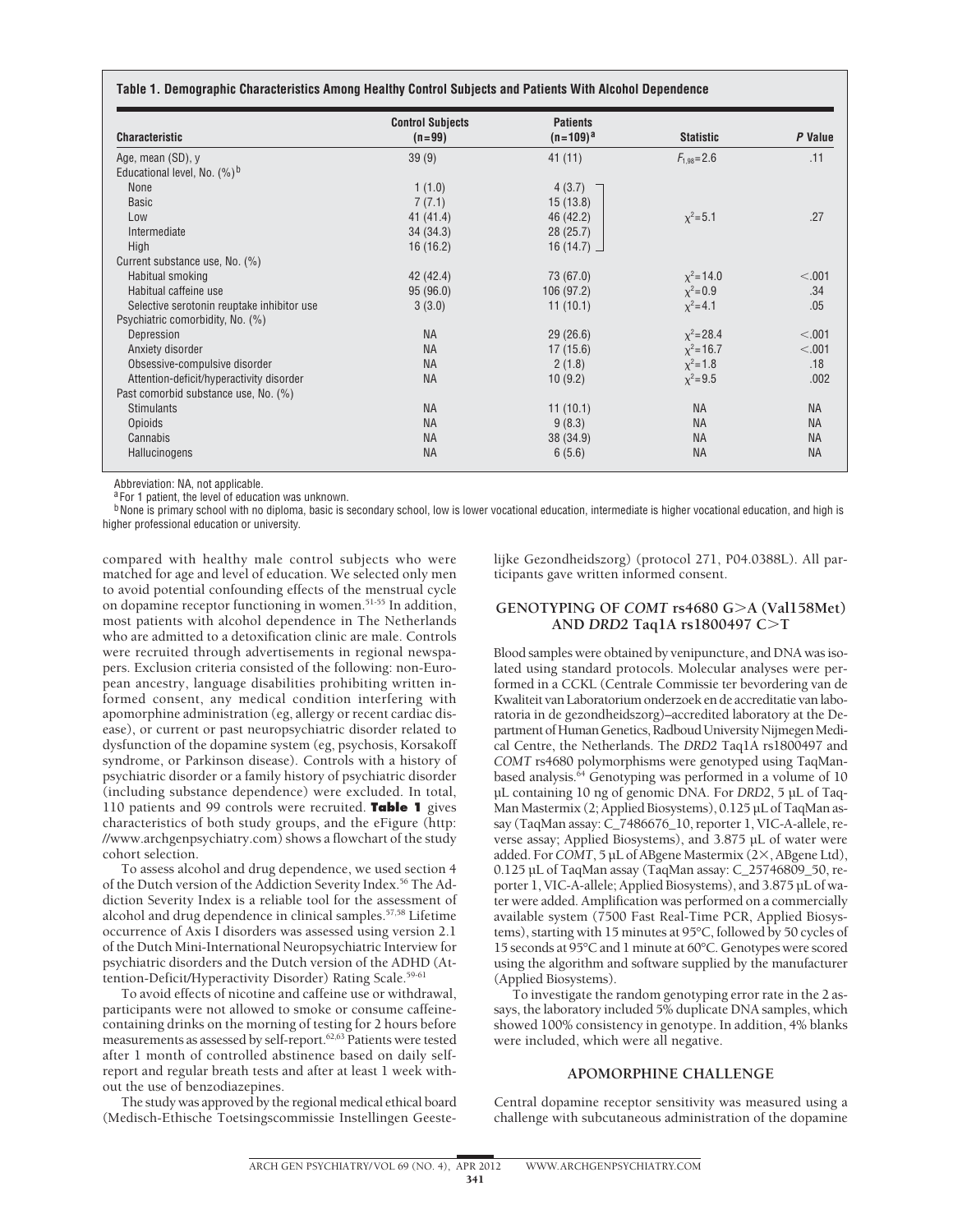**Table 1. Demographic Characteristics Among Healthy Control Subjects and Patients With Alcohol Dependence**

| Characteristic | Control Subjects (n=99) | Patients (n=109)[a] | Statistic | *P* Value |
|---|---|---|---|---|
| Age, mean (SD), y | 39 (9) | 41 (11) | $F_{1,98}=2.6$ | .11 |
| Educational level, No. (%)[b] | | | | |
| None | 1 (1.0) | 4 (3.7) | $\chi^2=5.1$ | .27 |
| Basic | 7 (7.1) | 15 (13.8) | | |
| Low | 41 (41.4) | 46 (42.2) | | |
| Intermediate | 34 (34.3) | 28 (25.7) | | |
| High | 16 (16.2) | 16 (14.7) | | |
| Current substance use, No. (%) | | | | |
| Habitual smoking | 42 (42.4) | 73 (67.0) | $\chi^2=14.0$ | <.001 |
| Habitual caffeine use | 95 (96.0) | 106 (97.2) | $\chi^2=0.9$ | .34 |
| Selective serotonin reuptake inhibitor use | 3 (3.0) | 11 (10.1) | $\chi^2=4.1$ | .05 |
| Psychiatric comorbidity, No. (%) | | | | |
| Depression | NA | 29 (26.6) | $\chi^2=28.4$ | <.001 |
| Anxiety disorder | NA | 17 (15.6) | $\chi^2=16.7$ | <.001 |
| Obsessive-compulsive disorder | NA | 2 (1.8) | $\chi^2=1.8$ | .18 |
| Attention-deficit/hyperactivity disorder | NA | 10 (9.2) | $\chi^2=9.5$ | .002 |
| Past comorbid substance use, No. (%) | | | | |
| Stimulants | NA | 11 (10.1) | NA | NA |
| Opioids | NA | 9 (8.3) | NA | NA |
| Cannabis | NA | 38 (34.9) | NA | NA |
| Hallucinogens | NA | 6 (5.6) | NA | NA |

Abbreviation: NA, not applicable.
[a] For 1 patient, the level of education was unknown.
[b] None is primary school with no diploma, basic is secondary school, low is lower vocational education, intermediate is higher vocational education, and high is higher professional education or university.

compared with healthy male control subjects who were matched for age and level of education. We selected only men to avoid potential confounding effects of the menstrual cycle on dopamine receptor functioning in women.[51-55] In addition, most patients with alcohol dependence in The Netherlands who are admitted to a detoxification clinic are male. Controls were recruited through advertisements in regional newspapers. Exclusion criteria consisted of the following: non-European ancestry, language disabilities prohibiting written informed consent, any medical condition interfering with apomorphine administration (eg, allergy or recent cardiac disease), or current or past neuropsychiatric disorder related to dysfunction of the dopamine system (eg, psychosis, Korsakoff syndrome, or Parkinson disease). Controls with a history of psychiatric disorder or a family history of psychiatric disorder (including substance dependence) were excluded. In total, 110 patients and 99 controls were recruited. **Table 1** gives characteristics of both study groups, and the eFigure (http://www.archgenpsychiatry.com) shows a flowchart of the study cohort selection.

To assess alcohol and drug dependence, we used section 4 of the Dutch version of the Addiction Severity Index.[56] The Addiction Severity Index is a reliable tool for the assessment of alcohol and drug dependence in clinical samples.[57,58] Lifetime occurrence of Axis I disorders was assessed using version 2.1 of the Dutch Mini-International Neuropsychiatric Interview for psychiatric disorders and the Dutch version of the ADHD (Attention-Deficit/Hyperactivity Disorder) Rating Scale.[59-61]

To avoid effects of nicotine and caffeine use or withdrawal, participants were not allowed to smoke or consume caffeine-containing drinks on the morning of testing for 2 hours before measurements as assessed by self-report.[62,63] Patients were tested after 1 month of controlled abstinence based on daily self-report and regular breath tests and after at least 1 week without the use of benzodiazepines.

The study was approved by the regional medical ethical board (Medisch-Ethische Toetsingscommissie Instellingen Geestelijke Gezondheidszorg) (protocol 271, P04.0388L). All participants gave written informed consent.

## GENOTYPING OF *COMT* rs4680 G>A (Val158Met) AND *DRD2* Taq1A rs1800497 C>T

Blood samples were obtained by venipuncture, and DNA was isolated using standard protocols. Molecular analyses were performed in a CCKL (Centrale Commissie ter bevordering van de Kwaliteit van Laboratorium onderzoek en de accreditatie van laboratoria in de gezondheidszorg)–accredited laboratory at the Department of Human Genetics, Radboud University Nijmegen Medical Centre, the Netherlands. The *DRD2* Taq1A rs1800497 and *COMT* rs4680 polymorphisms were genotyped using TaqMan-based analysis.[64] Genotyping was performed in a volume of 10 μL containing 10 ng of genomic DNA. For *DRD2*, 5 μL of TaqMan Mastermix (2; Applied Biosystems), 0.125 μL of TaqMan assay (TaqMan assay: C_7486676_10, reporter 1, VIC-A-allele, reverse assay; Applied Biosystems), and 3.875 μL of water were added. For *COMT*, 5 μL of ABgene Mastermix (2×, ABgene Ltd), 0.125 μL of TaqMan assay (TaqMan assay: C_25746809_50, reporter 1, VIC-A-allele; Applied Biosystems), and 3.875 μL of water were added. Amplification was performed on a commercially available system (7500 Fast Real-Time PCR, Applied Biosystems), starting with 15 minutes at 95°C, followed by 50 cycles of 15 seconds at 95°C and 1 minute at 60°C. Genotypes were scored using the algorithm and software supplied by the manufacturer (Applied Biosystems).

To investigate the random genotyping error rate in the 2 assays, the laboratory included 5% duplicate DNA samples, which showed 100% consistency in genotype. In addition, 4% blanks were included, which were all negative.

## APOMORPHINE CHALLENGE

Central dopamine receptor sensitivity was measured using a challenge with subcutaneous administration of the dopamine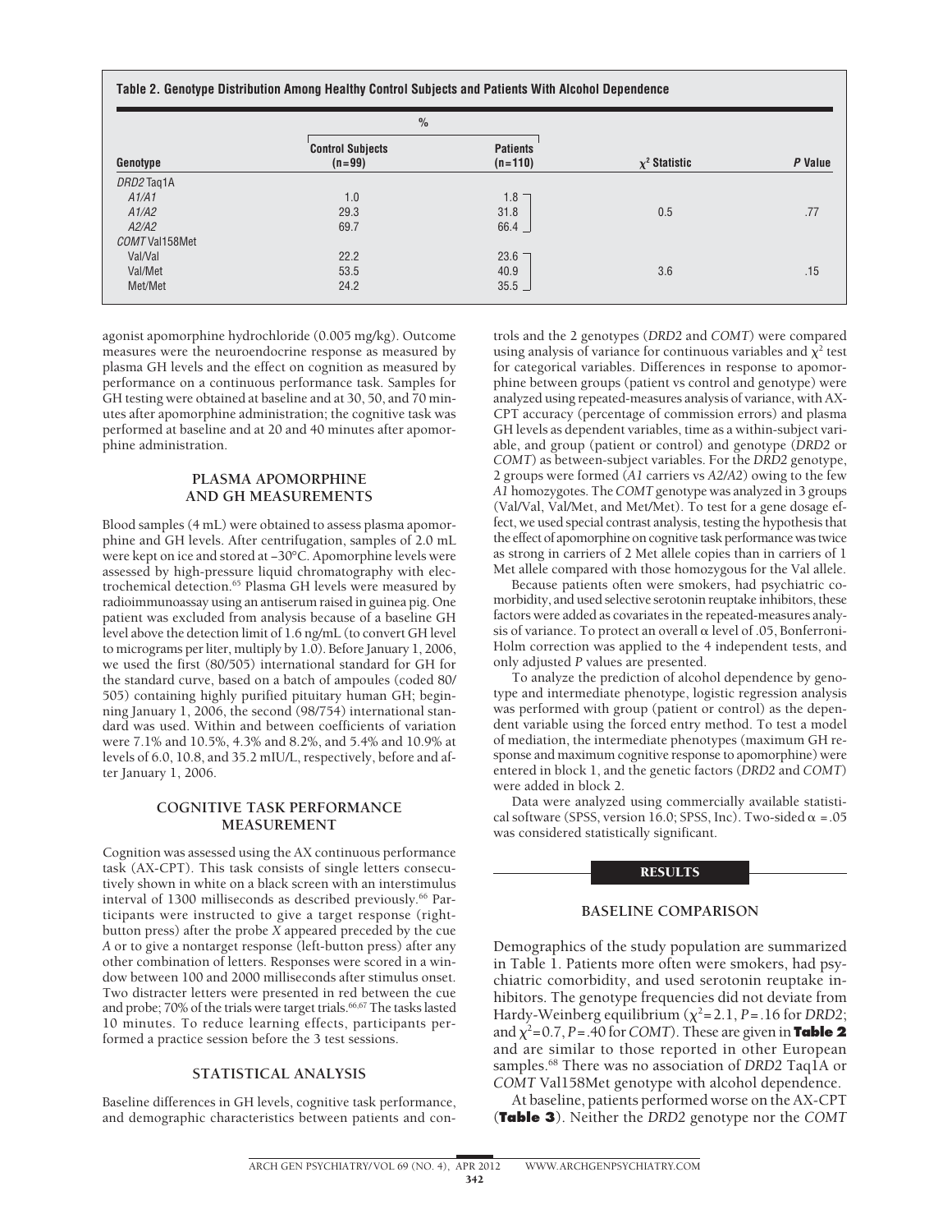**Table 2. Genotype Distribution Among Healthy Control Subjects and Patients With Alcohol Dependence**

| Genotype | % Control Subjects (n=99) | % Patients (n=110) | $\chi^2$ Statistic | P Value |
|---|---|---|---|---|
| *DRD2* Taq1A | | | | |
| *A1/A1* | 1.0 | 1.8 | | |
| *A1/A2* | 29.3 | 31.8 | 0.5 | .77 |
| *A2/A2* | 69.7 | 66.4 | | |
| *COMT* Val158Met | | | | |
| Val/Val | 22.2 | 23.6 | | |
| Val/Met | 53.5 | 40.9 | 3.6 | .15 |
| Met/Met | 24.2 | 35.5 | | |

agonist apomorphine hydrochloride (0.005 mg/kg). Outcome measures were the neuroendocrine response as measured by plasma GH levels and the effect on cognition as measured by performance on a continuous performance task. Samples for GH testing were obtained at baseline and at 30, 50, and 70 minutes after apomorphine administration; the cognitive task was performed at baseline and at 20 and 40 minutes after apomorphine administration.

## PLASMA APOMORPHINE AND GH MEASUREMENTS

Blood samples (4 mL) were obtained to assess plasma apomorphine and GH levels. After centrifugation, samples of 2.0 mL were kept on ice and stored at −30°C. Apomorphine levels were assessed by high-pressure liquid chromatography with electrochemical detection.[65] Plasma GH levels were measured by radioimmunoassay using an antiserum raised in guinea pig. One patient was excluded from analysis because of a baseline GH level above the detection limit of 1.6 ng/mL (to convert GH level to micrograms per liter, multiply by 1.0). Before January 1, 2006, we used the first (80/505) international standard for GH for the standard curve, based on a batch of ampoules (coded 80/505) containing highly purified pituitary human GH; beginning January 1, 2006, the second (98/754) international standard was used. Within and between coefficients of variation were 7.1% and 10.5%, 4.3% and 8.2%, and 5.4% and 10.9% at levels of 6.0, 10.8, and 35.2 mIU/L, respectively, before and after January 1, 2006.

## COGNITIVE TASK PERFORMANCE MEASUREMENT

Cognition was assessed using the AX continuous performance task (AX-CPT). This task consists of single letters consecutively shown in white on a black screen with an interstimulus interval of 1300 milliseconds as described previously.[66] Participants were instructed to give a target response (right-button press) after the probe *X* appeared preceded by the cue *A* or to give a nontarget response (left-button press) after any other combination of letters. Responses were scored in a window between 100 and 2000 milliseconds after stimulus onset. Two distracter letters were presented in red between the cue and probe; 70% of the trials were target trials.[66,67] The tasks lasted 10 minutes. To reduce learning effects, participants performed a practice session before the 3 test sessions.

## STATISTICAL ANALYSIS

Baseline differences in GH levels, cognitive task performance, and demographic characteristics between patients and controls and the 2 genotypes (*DRD2* and *COMT*) were compared using analysis of variance for continuous variables and $\chi^2$ test for categorical variables. Differences in response to apomorphine between groups (patient vs control and genotype) were analyzed using repeated-measures analysis of variance, with AX-CPT accuracy (percentage of commission errors) and plasma GH levels as dependent variables, time as a within-subject variable, and group (patient or control) and genotype (*DRD2* or *COMT*) as between-subject variables. For the *DRD2* genotype, 2 groups were formed (*A1* carriers vs *A2/A2*) owing to the few *A1* homozygotes. The *COMT* genotype was analyzed in 3 groups (Val/Val, Val/Met, and Met/Met). To test for a gene dosage effect, we used special contrast analysis, testing the hypothesis that the effect of apomorphine on cognitive task performance was twice as strong in carriers of 2 Met allele copies than in carriers of 1 Met allele compared with those homozygous for the Val allele.

Because patients often were smokers, had psychiatric comorbidity, and used selective serotonin reuptake inhibitors, these factors were added as covariates in the repeated-measures analysis of variance. To protect an overall $\alpha$ level of .05, Bonferroni-Holm correction was applied to the 4 independent tests, and only adjusted *P* values are presented.

To analyze the prediction of alcohol dependence by genotype and intermediate phenotype, logistic regression analysis was performed with group (patient or control) as the dependent variable using the forced entry method. To test a model of mediation, the intermediate phenotypes (maximum GH response and maximum cognitive response to apomorphine) were entered in block 1, and the genetic factors (*DRD2* and *COMT*) were added in block 2.

Data were analyzed using commercially available statistical software (SPSS, version 16.0; SPSS, Inc). Two-sided $\alpha = .05$ was considered statistically significant.

# RESULTS

## BASELINE COMPARISON

Demographics of the study population are summarized in Table 1. Patients more often were smokers, had psychiatric comorbidity, and used serotonin reuptake inhibitors. The genotype frequencies did not deviate from Hardy-Weinberg equilibrium ($\chi^2 = 2.1$, $P = .16$ for *DRD2*; and $\chi^2 = 0.7$, $P = .40$ for *COMT*). These are given in **Table 2** and are similar to those reported in other European samples.[68] There was no association of *DRD2* Taq1A or *COMT* Val158Met genotype with alcohol dependence.

At baseline, patients performed worse on the AX-CPT (**Table 3**). Neither the *DRD2* genotype nor the *COMT*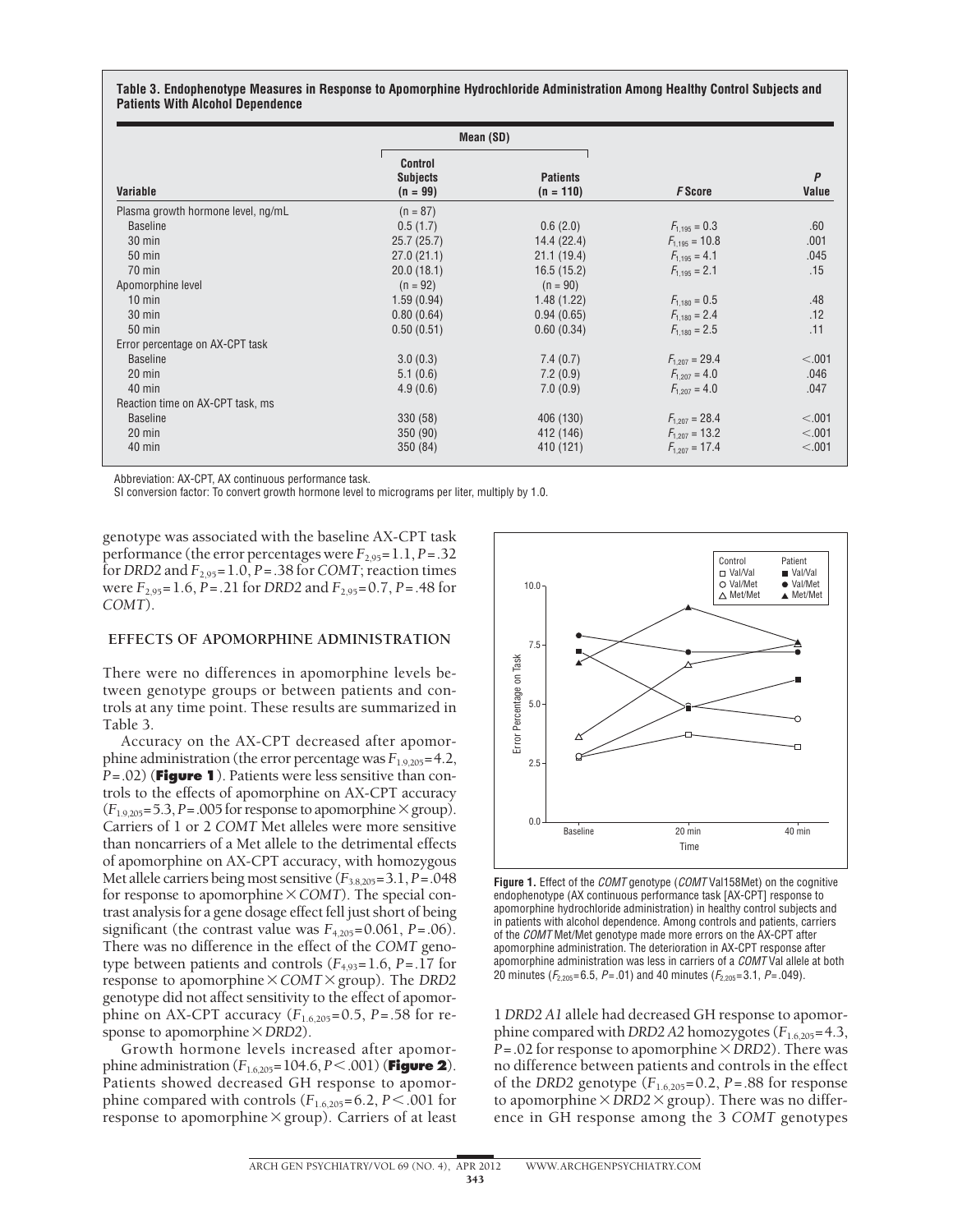**Table 3. Endophenotype Measures in Response to Apomorphine Hydrochloride Administration Among Healthy Control Subjects and Patients With Alcohol Dependence**

| Variable | Mean (SD) Control Subjects (n = 99) | Mean (SD) Patients (n = 110) | *F* Score | *P* Value |
|---|---|---|---|---|
| Plasma growth hormone level, ng/mL | (n = 87) | | | |
| Baseline | 0.5 (1.7) | 0.6 (2.0) | $F_{1,195} = 0.3$ | .60 |
| 30 min | 25.7 (25.7) | 14.4 (22.4) | $F_{1,195} = 10.8$ | .001 |
| 50 min | 27.0 (21.1) | 21.1 (19.4) | $F_{1,195} = 4.1$ | .045 |
| 70 min | 20.0 (18.1) | 16.5 (15.2) | $F_{1,195} = 2.1$ | .15 |
| Apomorphine level | (n = 92) | (n = 90) | | |
| 10 min | 1.59 (0.94) | 1.48 (1.22) | $F_{1,180} = 0.5$ | .48 |
| 30 min | 0.80 (0.64) | 0.94 (0.65) | $F_{1,180} = 2.4$ | .12 |
| 50 min | 0.50 (0.51) | 0.60 (0.34) | $F_{1,180} = 2.5$ | .11 |
| Error percentage on AX-CPT task | | | | |
| Baseline | 3.0 (0.3) | 7.4 (0.7) | $F_{1,207} = 29.4$ | <.001 |
| 20 min | 5.1 (0.6) | 7.2 (0.9) | $F_{1,207} = 4.0$ | .046 |
| 40 min | 4.9 (0.6) | 7.0 (0.9) | $F_{1,207} = 4.0$ | .047 |
| Reaction time on AX-CPT task, ms | | | | |
| Baseline | 330 (58) | 406 (130) | $F_{1,207} = 28.4$ | <.001 |
| 20 min | 350 (90) | 412 (146) | $F_{1,207} = 13.2$ | <.001 |
| 40 min | 350 (84) | 410 (121) | $F_{1,207} = 17.4$ | <.001 |

Abbreviation: AX-CPT, AX continuous performance task.
SI conversion factor: To convert growth hormone level to micrograms per liter, multiply by 1.0.

genotype was associated with the baseline AX-CPT task performance (the error percentages were $F_{2,95}=1.1$, $P=.32$ for *DRD2* and $F_{2,95}=1.0$, $P=.38$ for *COMT*; reaction times were $F_{2,95}=1.6$, $P=.21$ for *DRD2* and $F_{2,95}=0.7$, $P=.48$ for *COMT*).

## EFFECTS OF APOMORPHINE ADMINISTRATION

There were no differences in apomorphine levels between genotype groups or between patients and controls at any time point. These results are summarized in Table 3.

Accuracy on the AX-CPT decreased after apomorphine administration (the error percentage was $F_{1.9,205}=4.2$, $P=.02$) (**Figure 1**). Patients were less sensitive than controls to the effects of apomorphine on AX-CPT accuracy ($F_{1.9,205}=5.3$, $P=.005$ for response to apomorphine × group). Carriers of 1 or 2 *COMT* Met alleles were more sensitive than noncarriers of a Met allele to the detrimental effects of apomorphine on AX-CPT accuracy, with homozygous Met allele carriers being most sensitive ($F_{3.8,205}=3.1$, $P=.048$ for response to apomorphine × *COMT*). The special contrast analysis for a gene dosage effect fell just short of being significant (the contrast value was $F_{4,205}=0.061$, $P=.06$). There was no difference in the effect of the *COMT* genotype between patients and controls ($F_{4,93}=1.6$, $P=.17$ for response to apomorphine × *COMT* × group). The *DRD2* genotype did not affect sensitivity to the effect of apomorphine on AX-CPT accuracy ($F_{1.6,205}=0.5$, $P=.58$ for response to apomorphine × *DRD2*).

Growth hormone levels increased after apomorphine administration ($F_{1.6,205}=104.6$, $P<.001$) (**Figure 2**). Patients showed decreased GH response to apomorphine compared with controls ($F_{1.6,205}=6.2$, $P<.001$ for response to apomorphine × group). Carriers of at least 1 *DRD2 A1* allele had decreased GH response to apomorphine compared with *DRD2 A2* homozygotes ($F_{1.6,205}=4.3$, $P=.02$ for response to apomorphine × *DRD2*). There was no difference between patients and controls in the effect of the *DRD2* genotype ($F_{1.6,205}=0.2$, $P=.88$ for response to apomorphine × *DRD2* × group). There was no difference in GH response among the 3 *COMT* genotypes

**Figure 1.** Effect of the *COMT* genotype (*COMT* Val158Met) on the cognitive endophenotype (AX continuous performance task [AX-CPT] response to apomorphine hydrochloride administration) in healthy control subjects and in patients with alcohol dependence. Among controls and patients, carriers of the *COMT* Met/Met genotype made more errors on the AX-CPT after apomorphine administration. The deterioration in AX-CPT response after apomorphine administration was less in carriers of a *COMT* Val allele at both 20 minutes ($F_{2,205}=6.5$, $P=.01$) and 40 minutes ($F_{2,205}=3.1$, $P=.049$).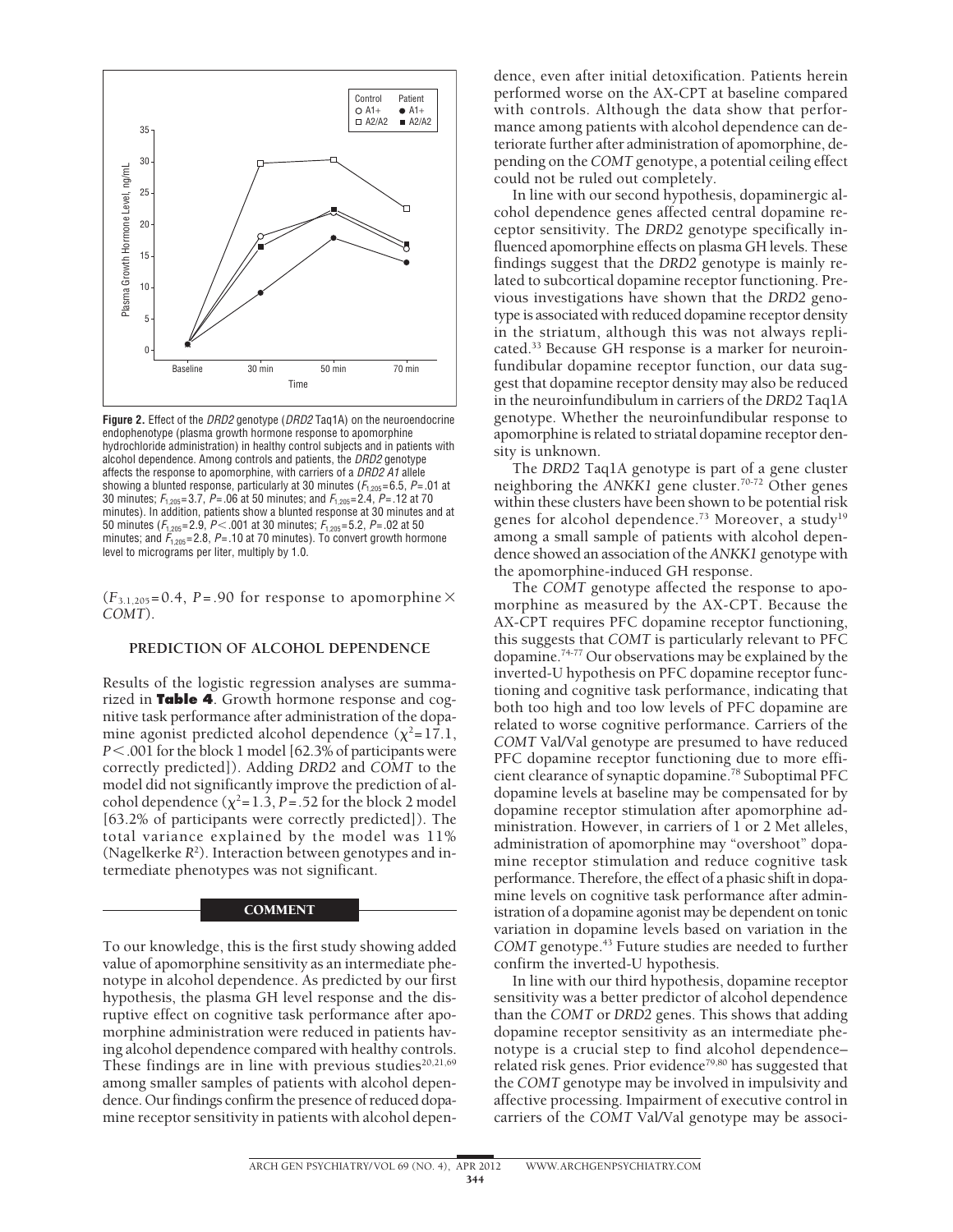**Figure 2.** Effect of the *DRD2* genotype (*DRD2* Taq1A) on the neuroendocrine endophenotype (plasma growth hormone response to apomorphine hydrochloride administration) in healthy control subjects and in patients with alcohol dependence. Among controls and patients, the *DRD2* genotype affects the response to apomorphine, with carriers of a *DRD2 A1* allele showing a blunted response, particularly at 30 minutes ($F_{1,205}$=6.5, *P*=.01 at 30 minutes; $F_{1,205}$=3.7, *P*=.06 at 50 minutes; and $F_{1,205}$=2.4, *P*=.12 at 70 minutes). In addition, patients show a blunted response at 30 minutes and at 50 minutes ($F_{1,205}$=2.9, *P*<.001 at 30 minutes; $F_{1,205}$=5.2, *P*=.02 at 50 minutes; and $F_{1,205}$=2.8, *P*=.10 at 70 minutes). To convert growth hormone level to micrograms per liter, multiply by 1.0.

($F_{3.1,205}$=0.4, *P*=.90 for response to apomorphine × *COMT*).

### PREDICTION OF ALCOHOL DEPENDENCE

Results of the logistic regression analyses are summarized in **Table 4**. Growth hormone response and cognitive task performance after administration of the dopamine agonist predicted alcohol dependence ($\chi^2$=17.1, *P*<.001 for the block 1 model [62.3% of participants were correctly predicted]). Adding *DRD2* and *COMT* to the model did not significantly improve the prediction of alcohol dependence ($\chi^2$=1.3, *P*=.52 for the block 2 model [63.2% of participants were correctly predicted]). The total variance explained by the model was 11% (Nagelkerke $R^2$). Interaction between genotypes and intermediate phenotypes was not significant.

## COMMENT

To our knowledge, this is the first study showing added value of apomorphine sensitivity as an intermediate phenotype in alcohol dependence. As predicted by our first hypothesis, the plasma GH level response and the disruptive effect on cognitive task performance after apomorphine administration were reduced in patients having alcohol dependence compared with healthy controls. These findings are in line with previous studies[20,21,69] among smaller samples of patients with alcohol dependence. Our findings confirm the presence of reduced dopamine receptor sensitivity in patients with alcohol dependence, even after initial detoxification. Patients herein performed worse on the AX-CPT at baseline compared with controls. Although the data show that performance among patients with alcohol dependence can deteriorate further after administration of apomorphine, depending on the *COMT* genotype, a potential ceiling effect could not be ruled out completely.

In line with our second hypothesis, dopaminergic alcohol dependence genes affected central dopamine receptor sensitivity. The *DRD2* genotype specifically influenced apomorphine effects on plasma GH levels. These findings suggest that the *DRD2* genotype is mainly related to subcortical dopamine receptor functioning. Previous investigations have shown that the *DRD2* genotype is associated with reduced dopamine receptor density in the striatum, although this was not always replicated.[33] Because GH response is a marker for neuroinfundibular dopamine receptor function, our data suggest that dopamine receptor density may also be reduced in the neuroinfundibulum in carriers of the *DRD2* Taq1A genotype. Whether the neuroinfundibular response to apomorphine is related to striatal dopamine receptor density is unknown.

The *DRD2* Taq1A genotype is part of a gene cluster neighboring the *ANKK1* gene cluster.[70-72] Other genes within these clusters have been shown to be potential risk genes for alcohol dependence.[73] Moreover, a study[19] among a small sample of patients with alcohol dependence showed an association of the *ANKK1* genotype with the apomorphine-induced GH response.

The *COMT* genotype affected the response to apomorphine as measured by the AX-CPT. Because the AX-CPT requires PFC dopamine receptor functioning, this suggests that *COMT* is particularly relevant to PFC dopamine.[74-77] Our observations may be explained by the inverted-U hypothesis on PFC dopamine receptor functioning and cognitive task performance, indicating that both too high and too low levels of PFC dopamine are related to worse cognitive performance. Carriers of the *COMT* Val/Val genotype are presumed to have reduced PFC dopamine receptor functioning due to more efficient clearance of synaptic dopamine.[78] Suboptimal PFC dopamine levels at baseline may be compensated for by dopamine receptor stimulation after apomorphine administration. However, in carriers of 1 or 2 Met alleles, administration of apomorphine may "overshoot" dopamine receptor stimulation and reduce cognitive task performance. Therefore, the effect of a phasic shift in dopamine levels on cognitive task performance after administration of a dopamine agonist may be dependent on tonic variation in dopamine levels based on variation in the *COMT* genotype.[43] Future studies are needed to further confirm the inverted-U hypothesis.

In line with our third hypothesis, dopamine receptor sensitivity was a better predictor of alcohol dependence than the *COMT* or *DRD2* genes. This shows that adding dopamine receptor sensitivity as an intermediate phenotype is a crucial step to find alcohol dependence–related risk genes. Prior evidence[79,80] has suggested that the *COMT* genotype may be involved in impulsivity and affective processing. Impairment of executive control in carriers of the *COMT* Val/Val genotype may be associ-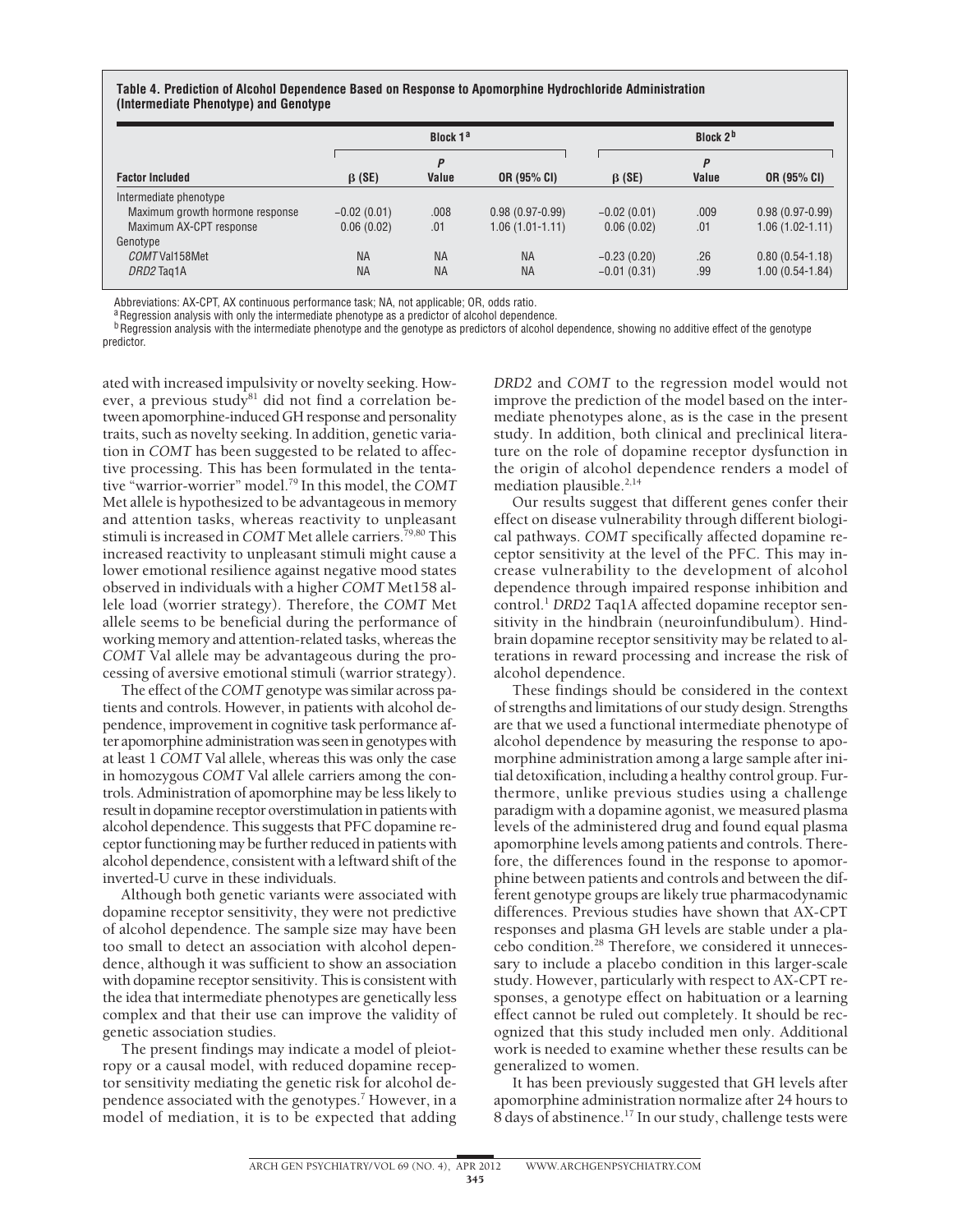**Table 4. Prediction of Alcohol Dependence Based on Response to Apomorphine Hydrochloride Administration (Intermediate Phenotype) and Genotype**

| | Block 1[a] | | | Block 2[b] | | |
|---|---|---|---|---|---|---|
| Factor Included | β (SE) | P Value | OR (95% CI) | β (SE) | P Value | OR (95% CI) |
| Intermediate phenotype | | | | | | |
| Maximum growth hormone response | −0.02 (0.01) | .008 | 0.98 (0.97-0.99) | −0.02 (0.01) | .009 | 0.98 (0.97-0.99) |
| Maximum AX-CPT response | 0.06 (0.02) | .01 | 1.06 (1.01-1.11) | 0.06 (0.02) | .01 | 1.06 (1.02-1.11) |
| Genotype | | | | | | |
| *COMT* Val158Met | NA | NA | NA | −0.23 (0.20) | .26 | 0.80 (0.54-1.18) |
| *DRD2* Taq1A | NA | NA | NA | −0.01 (0.31) | .99 | 1.00 (0.54-1.84) |

Abbreviations: AX-CPT, AX continuous performance task; NA, not applicable; OR, odds ratio.
[a] Regression analysis with only the intermediate phenotype as a predictor of alcohol dependence.
[b] Regression analysis with the intermediate phenotype and the genotype as predictors of alcohol dependence, showing no additive effect of the genotype predictor.

ated with increased impulsivity or novelty seeking. However, a previous study[81] did not find a correlation between apomorphine-induced GH response and personality traits, such as novelty seeking. In addition, genetic variation in *COMT* has been suggested to be related to affective processing. This has been formulated in the tentative "warrior-worrier" model.[79] In this model, the *COMT* Met allele is hypothesized to be advantageous in memory and attention tasks, whereas reactivity to unpleasant stimuli is increased in *COMT* Met allele carriers.[79,80] This increased reactivity to unpleasant stimuli might cause a lower emotional resilience against negative mood states observed in individuals with a higher *COMT* Met158 allele load (worrier strategy). Therefore, the *COMT* Met allele seems to be beneficial during the performance of working memory and attention-related tasks, whereas the *COMT* Val allele may be advantageous during the processing of aversive emotional stimuli (warrior strategy).

The effect of the *COMT* genotype was similar across patients and controls. However, in patients with alcohol dependence, improvement in cognitive task performance after apomorphine administration was seen in genotypes with at least 1 *COMT* Val allele, whereas this was only the case in homozygous *COMT* Val allele carriers among the controls. Administration of apomorphine may be less likely to result in dopamine receptor overstimulation in patients with alcohol dependence. This suggests that PFC dopamine receptor functioning may be further reduced in patients with alcohol dependence, consistent with a leftward shift of the inverted-U curve in these individuals.

Although both genetic variants were associated with dopamine receptor sensitivity, they were not predictive of alcohol dependence. The sample size may have been too small to detect an association with alcohol dependence, although it was sufficient to show an association with dopamine receptor sensitivity. This is consistent with the idea that intermediate phenotypes are genetically less complex and that their use can improve the validity of genetic association studies.

The present findings may indicate a model of pleiotropy or a causal model, with reduced dopamine receptor sensitivity mediating the genetic risk for alcohol dependence associated with the genotypes.[7] However, in a model of mediation, it is to be expected that adding *DRD2* and *COMT* to the regression model would not improve the prediction of the model based on the intermediate phenotypes alone, as is the case in the present study. In addition, both clinical and preclinical literature on the role of dopamine receptor dysfunction in the origin of alcohol dependence renders a model of mediation plausible.[2,14]

Our results suggest that different genes confer their effect on disease vulnerability through different biological pathways. *COMT* specifically affected dopamine receptor sensitivity at the level of the PFC. This may increase vulnerability to the development of alcohol dependence through impaired response inhibition and control.[1] *DRD2* Taq1A affected dopamine receptor sensitivity in the hindbrain (neuroinfundibulum). Hindbrain dopamine receptor sensitivity may be related to alterations in reward processing and increase the risk of alcohol dependence.

These findings should be considered in the context of strengths and limitations of our study design. Strengths are that we used a functional intermediate phenotype of alcohol dependence by measuring the response to apomorphine administration among a large sample after initial detoxification, including a healthy control group. Furthermore, unlike previous studies using a challenge paradigm with a dopamine agonist, we measured plasma levels of the administered drug and found equal plasma apomorphine levels among patients and controls. Therefore, the differences found in the response to apomorphine between patients and controls and between the different genotype groups are likely true pharmacodynamic differences. Previous studies have shown that AX-CPT responses and plasma GH levels are stable under a placebo condition.[28] Therefore, we considered it unnecessary to include a placebo condition in this larger-scale study. However, particularly with respect to AX-CPT responses, a genotype effect on habituation or a learning effect cannot be ruled out completely. It should be recognized that this study included men only. Additional work is needed to examine whether these results can be generalized to women.

It has been previously suggested that GH levels after apomorphine administration normalize after 24 hours to 8 days of abstinence.[17] In our study, challenge tests were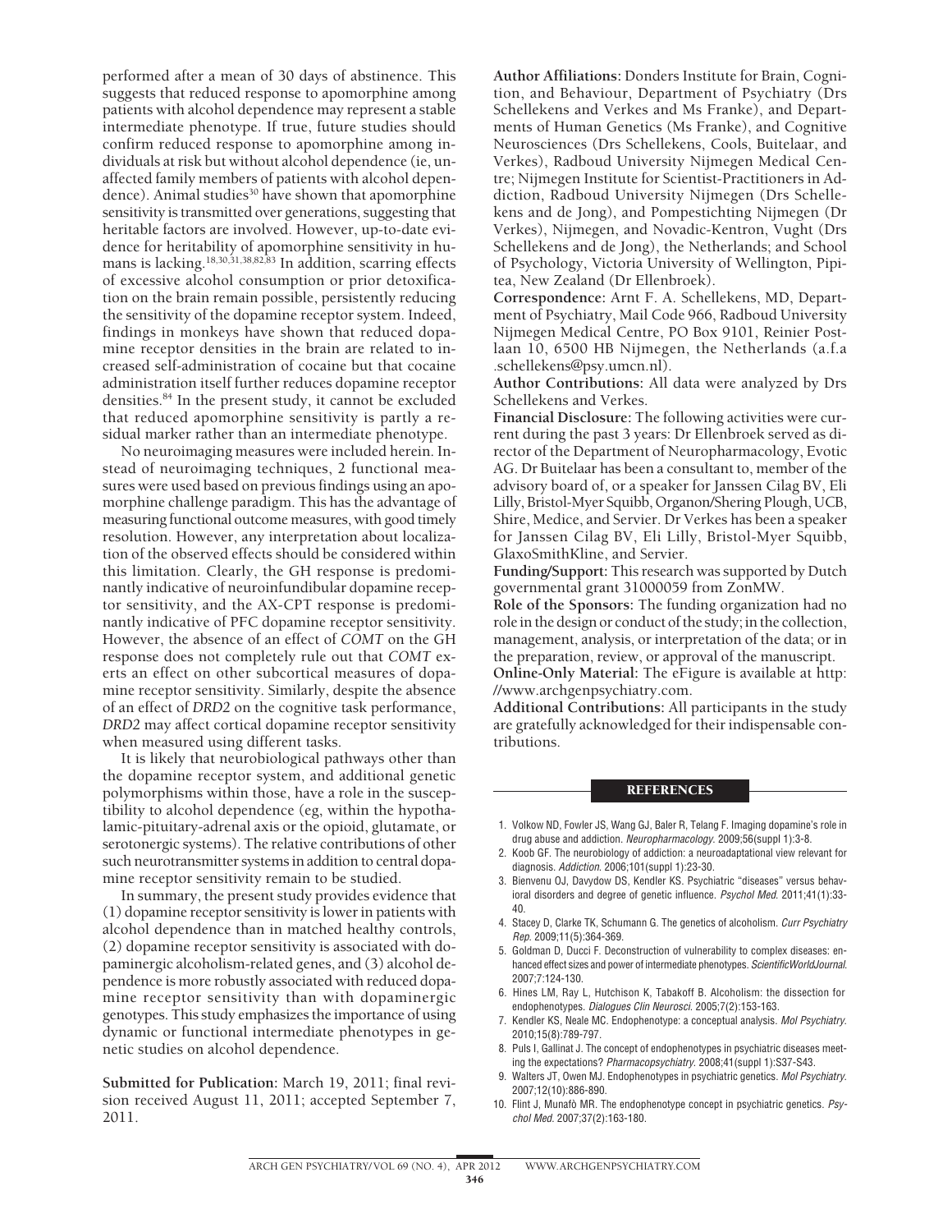performed after a mean of 30 days of abstinence. This suggests that reduced response to apomorphine among patients with alcohol dependence may represent a stable intermediate phenotype. If true, future studies should confirm reduced response to apomorphine among individuals at risk but without alcohol dependence (ie, unaffected family members of patients with alcohol dependence). Animal studies[30] have shown that apomorphine sensitivity is transmitted over generations, suggesting that heritable factors are involved. However, up-to-date evidence for heritability of apomorphine sensitivity in humans is lacking.[18,30,31,38,82,83] In addition, scarring effects of excessive alcohol consumption or prior detoxification on the brain remain possible, persistently reducing the sensitivity of the dopamine receptor system. Indeed, findings in monkeys have shown that reduced dopamine receptor densities in the brain are related to increased self-administration of cocaine but that cocaine administration itself further reduces dopamine receptor densities.[84] In the present study, it cannot be excluded that reduced apomorphine sensitivity is partly a residual marker rather than an intermediate phenotype.

No neuroimaging measures were included herein. Instead of neuroimaging techniques, 2 functional measures were used based on previous findings using an apomorphine challenge paradigm. This has the advantage of measuring functional outcome measures, with good timely resolution. However, any interpretation about localization of the observed effects should be considered within this limitation. Clearly, the GH response is predominantly indicative of neuroinfundibular dopamine receptor sensitivity, and the AX-CPT response is predominantly indicative of PFC dopamine receptor sensitivity. However, the absence of an effect of *COMT* on the GH response does not completely rule out that *COMT* exerts an effect on other subcortical measures of dopamine receptor sensitivity. Similarly, despite the absence of an effect of *DRD2* on the cognitive task performance, *DRD2* may affect cortical dopamine receptor sensitivity when measured using different tasks.

It is likely that neurobiological pathways other than the dopamine receptor system, and additional genetic polymorphisms within those, have a role in the susceptibility to alcohol dependence (eg, within the hypothalamic-pituitary-adrenal axis or the opioid, glutamate, or serotonergic systems). The relative contributions of other such neurotransmitter systems in addition to central dopamine receptor sensitivity remain to be studied.

In summary, the present study provides evidence that (1) dopamine receptor sensitivity is lower in patients with alcohol dependence than in matched healthy controls, (2) dopamine receptor sensitivity is associated with dopaminergic alcoholism-related genes, and (3) alcohol dependence is more robustly associated with reduced dopamine receptor sensitivity than with dopaminergic genotypes. This study emphasizes the importance of using dynamic or functional intermediate phenotypes in genetic studies on alcohol dependence.

**Submitted for Publication:** March 19, 2011; final revision received August 11, 2011; accepted September 7, 2011.

**Author Affiliations:** Donders Institute for Brain, Cognition, and Behaviour, Department of Psychiatry (Drs Schellekens and Verkes and Ms Franke), and Departments of Human Genetics (Ms Franke), and Cognitive Neurosciences (Drs Schellekens, Cools, Buitelaar, and Verkes), Radboud University Nijmegen Medical Centre; Nijmegen Institute for Scientist-Practitioners in Addiction, Radboud University Nijmegen (Drs Schellekens and de Jong), and Pompestichting Nijmegen (Dr Verkes), Nijmegen, and Novadic-Kentron, Vught (Drs Schellekens and de Jong), the Netherlands; and School of Psychology, Victoria University of Wellington, Pipitea, New Zealand (Dr Ellenbroek).

**Correspondence:** Arnt F. A. Schellekens, MD, Department of Psychiatry, Mail Code 966, Radboud University Nijmegen Medical Centre, PO Box 9101, Reinier Postlaan 10, 6500 HB Nijmegen, the Netherlands (a.f.a.schellekens@psy.umcn.nl).

**Author Contributions:** All data were analyzed by Drs Schellekens and Verkes.

**Financial Disclosure:** The following activities were current during the past 3 years: Dr Ellenbroek served as director of the Department of Neuropharmacology, Evotic AG. Dr Buitelaar has been a consultant to, member of the advisory board of, or a speaker for Janssen Cilag BV, Eli Lilly, Bristol-Myer Squibb, Organon/Shering Plough, UCB, Shire, Medice, and Servier. Dr Verkes has been a speaker for Janssen Cilag BV, Eli Lilly, Bristol-Myer Squibb, GlaxoSmithKline, and Servier.

**Funding/Support:** This research was supported by Dutch governmental grant 31000059 from ZonMW.

**Role of the Sponsors:** The funding organization had no role in the design or conduct of the study; in the collection, management, analysis, or interpretation of the data; or in the preparation, review, or approval of the manuscript.

**Online-Only Material:** The eFigure is available at http://www.archgenpsychiatry.com.

**Additional Contributions:** All participants in the study are gratefully acknowledged for their indispensable contributions.

## REFERENCES

1. Volkow ND, Fowler JS, Wang GJ, Baler R, Telang F. Imaging dopamine's role in drug abuse and addiction. *Neuropharmacology*. 2009;56(suppl 1):3-8.
2. Koob GF. The neurobiology of addiction: a neuroadaptational view relevant for diagnosis. *Addiction*. 2006;101(suppl 1):23-30.
3. Bienvenu OJ, Davydow DS, Kendler KS. Psychiatric "diseases" versus behavioral disorders and degree of genetic influence. *Psychol Med*. 2011;41(1):33-40.
4. Stacey D, Clarke TK, Schumann G. The genetics of alcoholism. *Curr Psychiatry Rep*. 2009;11(5):364-369.
5. Goldman D, Ducci F. Deconstruction of vulnerability to complex diseases: enhanced effect sizes and power of intermediate phenotypes. *ScientificWorldJournal*. 2007;7:124-130.
6. Hines LM, Ray L, Hutchison K, Tabakoff B. Alcoholism: the dissection for endophenotypes. *Dialogues Clin Neurosci*. 2005;7(2):153-163.
7. Kendler KS, Neale MC. Endophenotype: a conceptual analysis. *Mol Psychiatry*. 2010;15(8):789-797.
8. Puls I, Gallinat J. The concept of endophenotypes in psychiatric diseases meeting the expectations? *Pharmacopsychiatry*. 2008;41(suppl 1):S37-S43.
9. Walters JT, Owen MJ. Endophenotypes in psychiatric genetics. *Mol Psychiatry*. 2007;12(10):886-890.
10. Flint J, Munafò MR. The endophenotype concept in psychiatric genetics. *Psychol Med*. 2007;37(2):163-180.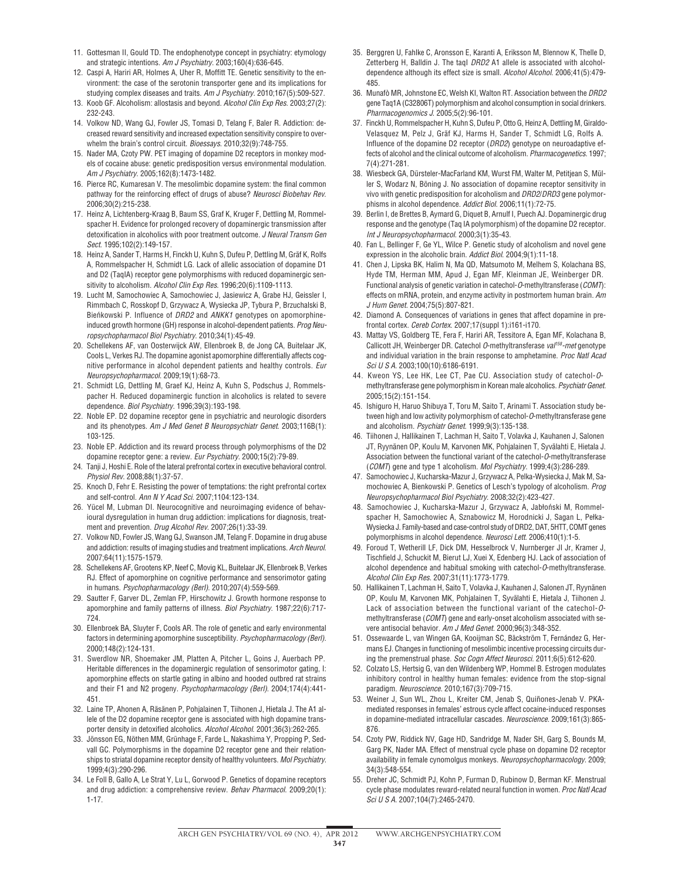11. Gottesman II, Gould TD. The endophenotype concept in psychiatry: etymology and strategic intentions. *Am J Psychiatry*. 2003;160(4):636-645.
12. Caspi A, Hariri AR, Holmes A, Uher R, Moffitt TE. Genetic sensitivity to the environment: the case of the serotonin transporter gene and its implications for studying complex diseases and traits. *Am J Psychiatry*. 2010;167(5):509-527.
13. Koob GF. Alcoholism: allostasis and beyond. *Alcohol Clin Exp Res*. 2003;27(2):232-243.
14. Volkow ND, Wang GJ, Fowler JS, Tomasi D, Telang F, Baler R. Addiction: decreased reward sensitivity and increased expectation sensitivity conspire to overwhelm the brain's control circuit. *Bioessays*. 2010;32(9):748-755.
15. Nader MA, Czoty PW. PET imaging of dopamine D2 receptors in monkey models of cocaine abuse: genetic predisposition versus environmental modulation. *Am J Psychiatry*. 2005;162(8):1473-1482.
16. Pierce RC, Kumaresan V. The mesolimbic dopamine system: the final common pathway for the reinforcing effect of drugs of abuse? *Neurosci Biobehav Rev*. 2006;30(2):215-238.
17. Heinz A, Lichtenberg-Kraag B, Baum SS, Graf K, Kruger F, Dettling M, Rommelspacher H. Evidence for prolonged recovery of dopaminergic transmission after detoxification in alcoholics with poor treatment outcome. *J Neural Transm Gen Sect*. 1995;102(2):149-157.
18. Heinz A, Sander T, Harms H, Finckh U, Kuhn S, Dufeu P, Dettling M, Gräf K, Rolfs A, Rommelspacher H, Schmidt LG. Lack of allelic association of dopamine D1 and D2 (TaqIA) receptor gene polymorphisms with reduced dopaminergic sensitivity to alcoholism. *Alcohol Clin Exp Res*. 1996;20(6):1109-1113.
19. Lucht M, Samochowiec A, Samochowiec J, Jasiewicz A, Grabe HJ, Geissler I, Rimmbach C, Rosskopf D, Grzywacz A, Wysiecka JP, Tybura P, Brzuchalski B, Bieńkowski P. Influence of *DRD2* and *ANKK1* genotypes on apomorphine-induced growth hormone (GH) response in alcohol-dependent patients. *Prog Neuropsychopharmacol Biol Psychiatry*. 2010;34(1):45-49.
20. Schellekens AF, van Oosterwijck AW, Ellenbroek B, de Jong CA, Buitelaar JK, Cools L, Verkes RJ. The dopamine agonist apomorphine differentially affects cognitive performance in alcohol dependent patients and healthy controls. *Eur Neuropsychopharmacol*. 2009;19(1):68-73.
21. Schmidt LG, Dettling M, Graef KJ, Heinz A, Kuhn S, Podschus J, Rommelspacher H. Reduced dopaminergic function in alcoholics is related to severe dependence. *Biol Psychiatry*. 1996;39(3):193-198.
22. Noble EP. D2 dopamine receptor gene in psychiatric and neurologic disorders and its phenotypes. *Am J Med Genet B Neuropsychiatr Genet*. 2003;116B(1):103-125.
23. Noble EP. Addiction and its reward process through polymorphisms of the D2 dopamine receptor gene: a review. *Eur Psychiatry*. 2000;15(2):79-89.
24. Tanji J, Hoshi E. Role of the lateral prefrontal cortex in executive behavioral control. *Physiol Rev*. 2008;88(1):37-57.
25. Knoch D, Fehr E. Resisting the power of temptations: the right prefrontal cortex and self-control. *Ann N Y Acad Sci*. 2007;1104:123-134.
26. Yücel M, Lubman DI. Neurocognitive and neuroimaging evidence of behavioural dysregulation in human drug addiction: implications for diagnosis, treatment and prevention. *Drug Alcohol Rev*. 2007;26(1):33-39.
27. Volkow ND, Fowler JS, Wang GJ, Swanson JM, Telang F. Dopamine in drug abuse and addiction: results of imaging studies and treatment implications. *Arch Neurol*. 2007;64(11):1575-1579.
28. Schellekens AF, Grootens KP, Neef C, Movig KL, Buitelaar JK, Ellenbroek B, Verkes RJ. Effect of apomorphine on cognitive performance and sensorimotor gating in humans. *Psychopharmacology (Berl)*. 2010;207(4):559-569.
29. Sautter F, Garver DL, Zemlan FP, Hirschowitz J. Growth hormone response to apomorphine and family patterns of illness. *Biol Psychiatry*. 1987;22(6):717-724.
30. Ellenbroek BA, Sluyter F, Cools AR. The role of genetic and early environmental factors in determining apomorphine susceptibility. *Psychopharmacology (Berl)*. 2000;148(2):124-131.
31. Swerdlow NR, Shoemaker JM, Platten A, Pitcher L, Goins J, Auerbach PP. Heritable differences in the dopaminergic regulation of sensorimotor gating, I: apomorphine effects on startle gating in albino and hooded outbred rat strains and their F1 and N2 progeny. *Psychopharmacology (Berl)*. 2004;174(4):441-451.
32. Laine TP, Ahonen A, Räsänen P, Pohjalainen T, Tiihonen J, Hietala J. The A1 allele of the D2 dopamine receptor gene is associated with high dopamine transporter density in detoxified alcoholics. *Alcohol Alcohol*. 2001;36(3):262-265.
33. Jönsson EG, Nöthen MM, Grünhage F, Farde L, Nakashima Y, Propping P, Sedvall GC. Polymorphisms in the dopamine D2 receptor gene and their relationships to striatal dopamine receptor density of healthy volunteers. *Mol Psychiatry*. 1999;4(3):290-296.
34. Le Foll B, Gallo A, Le Strat Y, Lu L, Gorwood P. Genetics of dopamine receptors and drug addiction: a comprehensive review. *Behav Pharmacol*. 2009;20(1):1-17.
35. Berggren U, Fahlke C, Aronsson E, Karanti A, Eriksson M, Blennow K, Thelle D, Zetterberg H, Balldin J. The taqI *DRD2* A1 allele is associated with alcohol-dependence although its effect size is small. *Alcohol Alcohol*. 2006;41(5):479-485.
36. Munafò MR, Johnstone EC, Welsh KI, Walton RT. Association between the *DRD2* gene Taq1A (C32806T) polymorphism and alcohol consumption in social drinkers. *Pharmacogenomics J*. 2005;5(2):96-101.
37. Finckh U, Rommelspacher H, Kuhn S, Dufeu P, Otto G, Heinz A, Dettling M, Giraldo-Velasquez M, Pelz J, Gräf KJ, Harms H, Sander T, Schmidt LG, Rolfs A. Influence of the dopamine D2 receptor (*DRD2*) genotype on neuroadaptive effects of alcohol and the clinical outcome of alcoholism. *Pharmacogenetics*. 1997;7(4):271-281.
38. Wiesbeck GA, Dürsteler-MacFarland KM, Wurst FM, Walter M, Petitjean S, Müller S, Wodarz N, Böning J. No association of dopamine receptor sensitivity in vivo with genetic predisposition for alcoholism and *DRD2*/*DRD3* gene polymorphisms in alcohol dependence. *Addict Biol*. 2006;11(1):72-75.
39. Berlin I, de Brettes B, Aymard G, Diquet B, Arnulf I, Puech AJ. Dopaminergic drug response and the genotype (Taq IA polymorphism) of the dopamine D2 receptor. *Int J Neuropsychopharmacol*. 2000;3(1):35-43.
40. Fan L, Bellinger F, Ge YL, Wilce P. Genetic study of alcoholism and novel gene expression in the alcoholic brain. *Addict Biol*. 2004;9(1):11-18.
41. Chen J, Lipska BK, Halim N, Ma QD, Matsumoto M, Melhem S, Kolachana BS, Hyde TM, Herman MM, Apud J, Egan MF, Kleinman JE, Weinberger DR. Functional analysis of genetic variation in catechol-*O*-methyltransferase (*COMT*): effects on mRNA, protein, and enzyme activity in postmortem human brain. *Am J Hum Genet*. 2004;75(5):807-821.
42. Diamond A. Consequences of variations in genes that affect dopamine in prefrontal cortex. *Cereb Cortex*. 2007;17(suppl 1):i161-i170.
43. Mattay VS, Goldberg TE, Fera F, Hariri AR, Tessitore A, Egan MF, Kolachana B, Callicott JH, Weinberger DR. Catechol *O*-methyltransferase *val[158]-met* genotype and individual variation in the brain response to amphetamine. *Proc Natl Acad Sci U S A*. 2003;100(10):6186-6191.
44. Kweon YS, Lee HK, Lee CT, Pae CU. Association study of catechol-*O*-methyltransferase gene polymorphism in Korean male alcoholics. *Psychiatr Genet*. 2005;15(2):151-154.
45. Ishiguro H, Haruo Shibuya T, Toru M, Saito T, Arinami T. Association study between high and low activity polymorphism of catechol-*O*-methyltransferase gene and alcoholism. *Psychiatr Genet*. 1999;9(3):135-138.
46. Tiihonen J, Hallikainen T, Lachman H, Saito T, Volavka J, Kauhanen J, Salonen JT, Ryynänen OP, Koulu M, Karvonen MK, Pohjalainen T, Syvälahti E, Hietala J. Association between the functional variant of the catechol-*O*-methyltransferase (*COMT*) gene and type 1 alcoholism. *Mol Psychiatry*. 1999;4(3):286-289.
47. Samochowiec J, Kucharska-Mazur J, Grzywacz A, Pelka-Wysiecka J, Mak M, Samochowiec A, Bienkowski P. Genetics of Lesch's typology of alcoholism. *Prog Neuropsychopharmacol Biol Psychiatry*. 2008;32(2):423-427.
48. Samochowiec J, Kucharska-Mazur J, Grzywacz A, Jabłoński M, Rommelspacher H, Samochowiec A, Sznabowicz M, Horodnicki J, Sagan L, Pełka-Wysiecka J. Family-based and case-control study of DRD2, DAT, 5HTT, COMT genes polymorphisms in alcohol dependence. *Neurosci Lett*. 2006;410(1):1-5.
49. Foroud T, Wetherill LF, Dick DM, Hesselbrock V, Nurnberger JI Jr, Kramer J, Tischfield J, Schuckit M, Bierut LJ, Xuei X, Edenberg HJ. Lack of association of alcohol dependence and habitual smoking with catechol-*O*-methyltransferase. *Alcohol Clin Exp Res*. 2007;31(11):1773-1779.
50. Hallikainen T, Lachman H, Saito T, Volavka J, Kauhanen J, Salonen JT, Ryynänen OP, Koulu M, Karvonen MK, Pohjalainen T, Syvälahti E, Hietala J, Tiihonen J. Lack of association between the functional variant of the catechol-*O*-methyltransferase (*COMT*) gene and early-onset alcoholism associated with severe antisocial behavior. *Am J Med Genet*. 2000;96(3):348-352.
51. Ossewaarde L, van Wingen GA, Kooijman SC, Bäckström T, Fernández G, Hermans EJ. Changes in functioning of mesolimbic incentive processing circuits during the premenstrual phase. *Soc Cogn Affect Neurosci*. 2011;6(5):612-620.
52. Colzato LS, Hertsig G, van den Wildenberg WP, Hommel B. Estrogen modulates inhibitory control in healthy human females: evidence from the stop-signal paradigm. *Neuroscience*. 2010;167(3):709-715.
53. Weiner J, Sun WL, Zhou L, Kreiter CM, Jenab S, Quiñones-Jenab V. PKA-mediated responses in females' estrous cycle affect cocaine-induced responses in dopamine-mediated intracellular cascades. *Neuroscience*. 2009;161(3):865-876.
54. Czoty PW, Riddick NV, Gage HD, Sandridge M, Nader SH, Garg S, Bounds M, Garg PK, Nader MA. Effect of menstrual cycle phase on dopamine D2 receptor availability in female cynomolgus monkeys. *Neuropsychopharmacology*. 2009;34(3):548-554.
55. Dreher JC, Schmidt PJ, Kohn P, Furman D, Rubinow D, Berman KF. Menstrual cycle phase modulates reward-related neural function in women. *Proc Natl Acad Sci U S A*. 2007;104(7):2465-2470.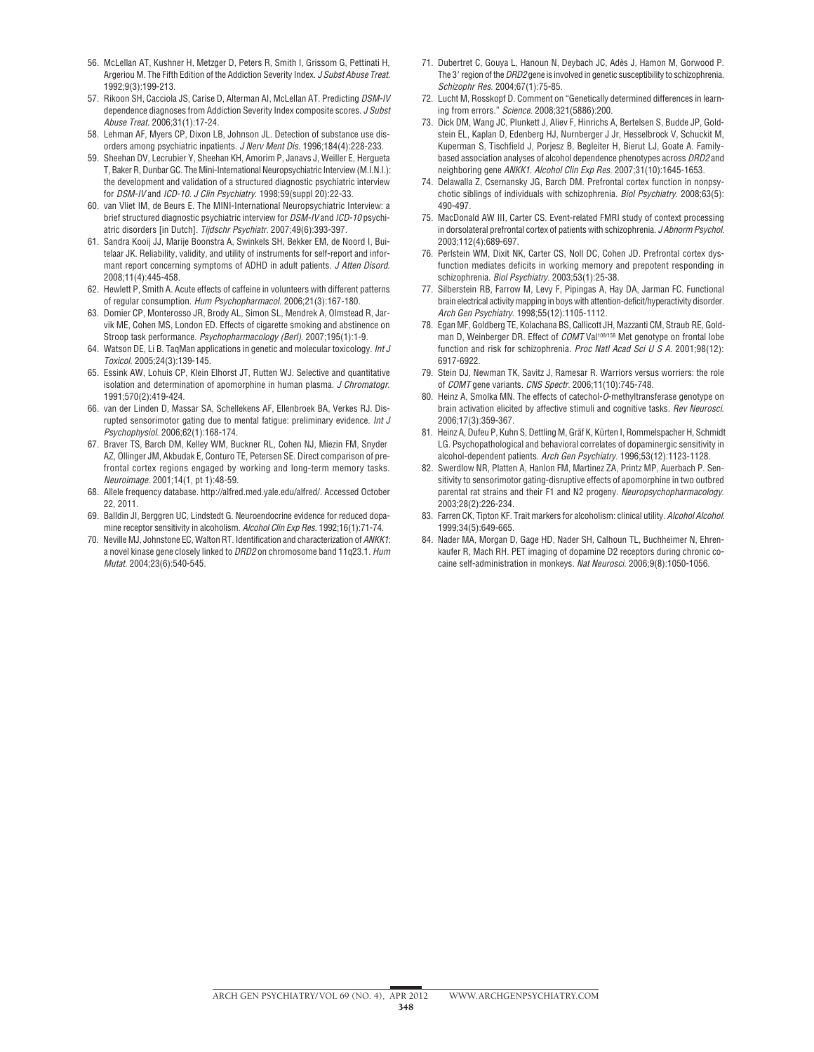56. McLellan AT, Kushner H, Metzger D, Peters R, Smith I, Grissom G, Pettinati H, Argeriou M. The Fifth Edition of the Addiction Severity Index. *J Subst Abuse Treat.* 1992;9(3):199-213.
57. Rikoon SH, Cacciola JS, Carise D, Alterman AI, McLellan AT. Predicting *DSM-IV* dependence diagnoses from Addiction Severity Index composite scores. *J Subst Abuse Treat.* 2006;31(1):17-24.
58. Lehman AF, Myers CP, Dixon LB, Johnson JL. Detection of substance use disorders among psychiatric inpatients. *J Nerv Ment Dis.* 1996;184(4):228-233.
59. Sheehan DV, Lecrubier Y, Sheehan KH, Amorim P, Janavs J, Weiller E, Hergueta T, Baker R, Dunbar GC. The Mini-International Neuropsychiatric Interview (M.I.N.I.): the development and validation of a structured diagnostic psychiatric interview for *DSM-IV* and *ICD-10*. *J Clin Psychiatry.* 1998;59(suppl 20):22-33.
60. van Vliet IM, de Beurs E. The MINI-International Neuropsychiatric Interview: a brief structured diagnostic psychiatric interview for *DSM-IV* and *ICD-10* psychiatric disorders [in Dutch]. *Tijdschr Psychiatr.* 2007;49(6):393-397.
61. Sandra Kooij JJ, Marije Boonstra A, Swinkels SH, Bekker EM, de Noord I, Buitelaar JK. Reliability, validity, and utility of instruments for self-report and informant report concerning symptoms of ADHD in adult patients. *J Atten Disord.* 2008;11(4):445-458.
62. Hewlett P, Smith A. Acute effects of caffeine in volunteers with different patterns of regular consumption. *Hum Psychopharmacol.* 2006;21(3):167-180.
63. Domier CP, Monterosso JR, Brody AL, Simon SL, Mendrek A, Olmstead R, Jarvik ME, Cohen MS, London ED. Effects of cigarette smoking and abstinence on Stroop task performance. *Psychopharmacology (Berl).* 2007;195(1):1-9.
64. Watson DE, Li B. TaqMan applications in genetic and molecular toxicology. *Int J Toxicol.* 2005;24(3):139-145.
65. Essink AW, Lohuis CP, Klein Elhorst JT, Rutten WJ. Selective and quantitative isolation and determination of apomorphine in human plasma. *J Chromatogr.* 1991;570(2):419-424.
66. van der Linden D, Massar SA, Schellekens AF, Ellenbroek BA, Verkes RJ. Disrupted sensorimotor gating due to mental fatigue: preliminary evidence. *Int J Psychophysiol.* 2006;62(1):168-174.
67. Braver TS, Barch DM, Kelley WM, Buckner RL, Cohen NJ, Miezin FM, Snyder AZ, Ollinger JM, Akbudak E, Conturo TE, Petersen SE. Direct comparison of prefrontal cortex regions engaged by working and long-term memory tasks. *Neuroimage.* 2001;14(1, pt 1):48-59.
68. Allele frequency database. http://alfred.med.yale.edu/alfred/. Accessed October 22, 2011.
69. Balldin JI, Berggren UC, Lindstedt G. Neuroendocrine evidence for reduced dopamine receptor sensitivity in alcoholism. *Alcohol Clin Exp Res.* 1992;16(1):71-74.
70. Neville MJ, Johnstone EC, Walton RT. Identification and characterization of *ANKK1*: a novel kinase gene closely linked to *DRD2* on chromosome band 11q23.1. *Hum Mutat.* 2004;23(6):540-545.
71. Dubertret C, Gouya L, Hanoun N, Deybach JC, Adès J, Hamon M, Gorwood P. The 3′ region of the *DRD2* gene is involved in genetic susceptibility to schizophrenia. *Schizophr Res.* 2004;67(1):75-85.
72. Lucht M, Rosskopf D. Comment on "Genetically determined differences in learning from errors." *Science.* 2008;321(5886):200.
73. Dick DM, Wang JC, Plunkett J, Aliev F, Hinrichs A, Bertelsen S, Budde JP, Goldstein EL, Kaplan D, Edenberg HJ, Nurnberger J Jr, Hesselbrock V, Schuckit M, Kuperman S, Tischfield J, Porjesz B, Begleiter H, Bierut LJ, Goate A. Family-based association analyses of alcohol dependence phenotypes across *DRD2* and neighboring gene *ANKK1*. *Alcohol Clin Exp Res.* 2007;31(10):1645-1653.
74. Delawalla Z, Csernansky JG, Barch DM. Prefrontal cortex function in nonpsychotic siblings of individuals with schizophrenia. *Biol Psychiatry.* 2008;63(5):490-497.
75. MacDonald AW III, Carter CS. Event-related FMRI study of context processing in dorsolateral prefrontal cortex of patients with schizophrenia. *J Abnorm Psychol.* 2003;112(4):689-697.
76. Perlstein WM, Dixit NK, Carter CS, Noll DC, Cohen JD. Prefrontal cortex dysfunction mediates deficits in working memory and prepotent responding in schizophrenia. *Biol Psychiatry.* 2003;53(1):25-38.
77. Silberstein RB, Farrow M, Levy F, Pipingas A, Hay DA, Jarman FC. Functional brain electrical activity mapping in boys with attention-deficit/hyperactivity disorder. *Arch Gen Psychiatry.* 1998;55(12):1105-1112.
78. Egan MF, Goldberg TE, Kolachana BS, Callicott JH, Mazzanti CM, Straub RE, Goldman D, Weinberger DR. Effect of *COMT* Val108/158 Met genotype on frontal lobe function and risk for schizophrenia. *Proc Natl Acad Sci U S A.* 2001;98(12):6917-6922.
79. Stein DJ, Newman TK, Savitz J, Ramesar R. Warriors versus worriers: the role of *COMT* gene variants. *CNS Spectr.* 2006;11(10):745-748.
80. Heinz A, Smolka MN. The effects of catechol-*O*-methyltransferase genotype on brain activation elicited by affective stimuli and cognitive tasks. *Rev Neurosci.* 2006;17(3):359-367.
81. Heinz A, Dufeu P, Kuhn S, Dettling M, Gräf K, Kürten I, Rommelspacher H, Schmidt LG. Psychopathological and behavioral correlates of dopaminergic sensitivity in alcohol-dependent patients. *Arch Gen Psychiatry.* 1996;53(12):1123-1128.
82. Swerdlow NR, Platten A, Hanlon FM, Martinez ZA, Printz MP, Auerbach P. Sensitivity to sensorimotor gating-disruptive effects of apomorphine in two outbred parental rat strains and their F1 and N2 progeny. *Neuropsychopharmacology.* 2003;28(2):226-234.
83. Farren CK, Tipton KF. Trait markers for alcoholism: clinical utility. *Alcohol Alcohol.* 1999;34(5):649-665.
84. Nader MA, Morgan D, Gage HD, Nader SH, Calhoun TL, Buchheimer N, Ehrenkaufer R, Mach RH. PET imaging of dopamine D2 receptors during chronic cocaine self-administration in monkeys. *Nat Neurosci.* 2006;9(8):1050-1056.